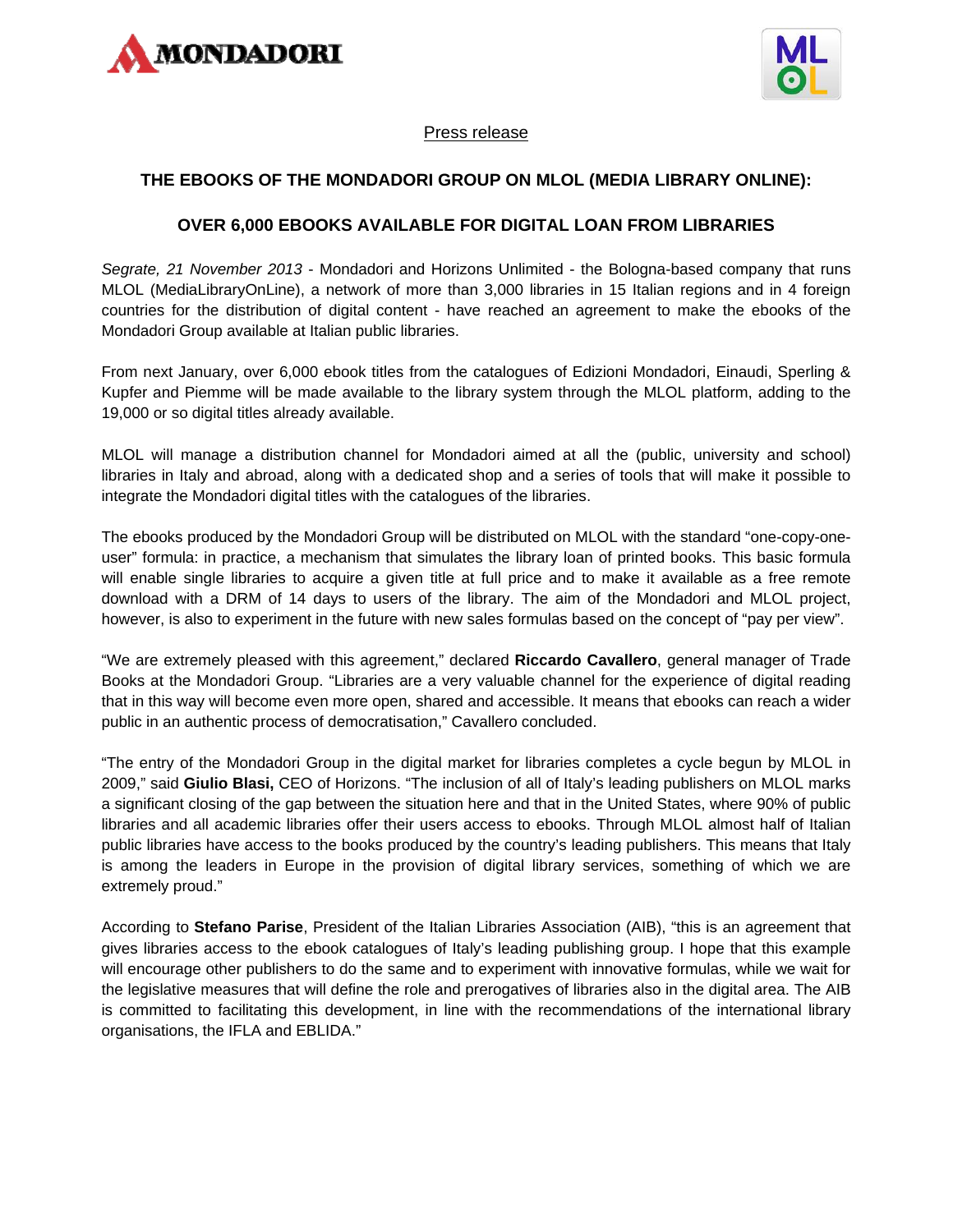Press release

## THE EBOOKS OF THE MONDADORI GROUP ON MLOL (MEDIA LIBRARY ONLINE):

## OVER 6,000 EBOOKS AVAILABLE FOR DIGITAL LOAN FROM LIBRARIES

*Segrate, 21 November 2013* - Mondadori and Horizons Unlimited - the Bologna-based company that runs MLOL (MediaLibraryOnLine), a network of more than 3,000 libraries in 15 Italian regions and in 4 foreign countries for the distribution of digital content - have reached an agreement to make the ebooks of the Mondadori Group available at Italian public libraries.

From next January, over 6,000 ebook titles from the catalogues of Edizioni Mondadori, Einaudi, Sperling & Kupfer and Piemme will be made available to the library system through the MLOL platform, adding to the 19,000 or so digital titles already available.

MLOL will manage a distribution channel for Mondadori aimed at all the (public, university and school) libraries in Italy and abroad, along with a dedicated shop and a series of tools that will make it possible to integrate the Mondadori digital titles with the catalogues of the libraries.

The ebooks produced by the Mondadori Group will be distributed on MLOL with the standard "one-copy-one-user" formula: in practice, a mechanism that simulates the library loan of printed books. This basic formula will enable single libraries to acquire a given title at full price and to make it available as a free remote download with a DRM of 14 days to users of the library. The aim of the Mondadori and MLOL project, however, is also to experiment in the future with new sales formulas based on the concept of "pay per view".

"We are extremely pleased with this agreement," declared **Riccardo Cavallero**, general manager of Trade Books at the Mondadori Group. "Libraries are a very valuable channel for the experience of digital reading that in this way will become even more open, shared and accessible. It means that ebooks can reach a wider public in an authentic process of democratisation," Cavallero concluded.

"The entry of the Mondadori Group in the digital market for libraries completes a cycle begun by MLOL in 2009," said **Giulio Blasi,** CEO of Horizons. "The inclusion of all of Italy's leading publishers on MLOL marks a significant closing of the gap between the situation here and that in the United States, where 90% of public libraries and all academic libraries offer their users access to ebooks. Through MLOL almost half of Italian public libraries have access to the books produced by the country's leading publishers. This means that Italy is among the leaders in Europe in the provision of digital library services, something of which we are extremely proud."

According to **Stefano Parise**, President of the Italian Libraries Association (AIB), "this is an agreement that gives libraries access to the ebook catalogues of Italy's leading publishing group. I hope that this example will encourage other publishers to do the same and to experiment with innovative formulas, while we wait for the legislative measures that will define the role and prerogatives of libraries also in the digital area. The AIB is committed to facilitating this development, in line with the recommendations of the international library organisations, the IFLA and EBLIDA."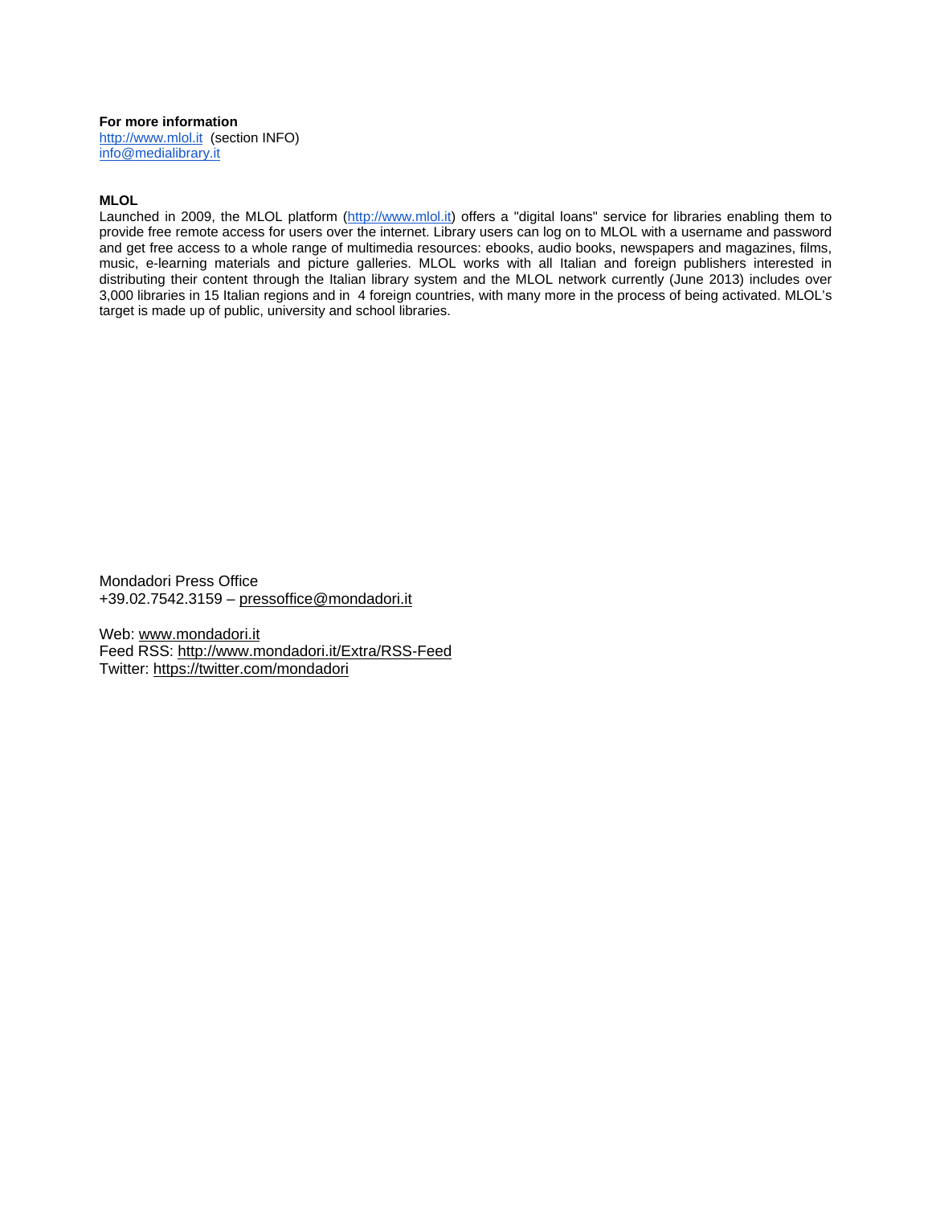**For more information**
http://www.mlol.it (section INFO)
info@medialibrary.it

**MLOL**

Launched in 2009, the MLOL platform (http://www.mlol.it) offers a "digital loans" service for libraries enabling them to provide free remote access for users over the internet. Library users can log on to MLOL with a username and password and get free access to a whole range of multimedia resources: ebooks, audio books, newspapers and magazines, films, music, e-learning materials and picture galleries. MLOL works with all Italian and foreign publishers interested in distributing their content through the Italian library system and the MLOL network currently (June 2013) includes over 3,000 libraries in 15 Italian regions and in 4 foreign countries, with many more in the process of being activated. MLOL's target is made up of public, university and school libraries.

Mondadori Press Office
+39.02.7542.3159 – pressoffice@mondadori.it

Web: www.mondadori.it
Feed RSS: http://www.mondadori.it/Extra/RSS-Feed
Twitter: https://twitter.com/mondadori